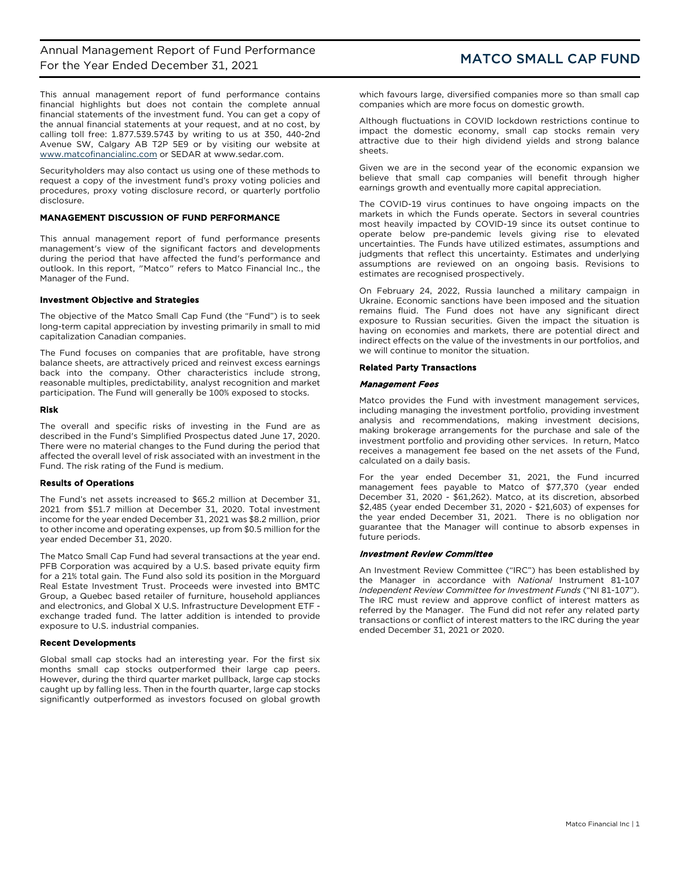# Annual Management Report of Fund Performance For the Year Ended December 31, 2021

# MATCO SMALL CAP FUND

This annual management report of fund performance contains financial highlights but does not contain the complete annual financial statements of the investment fund. You can get a copy of the annual financial statements at your request, and at no cost, by calling toll free: 1.877.539.5743 by writing to us at 350, 440-2nd Avenue SW, Calgary AB T2P 5E9 or by visiting our website at www.matcofinancialinc.com or SEDAR at www.sedar.com.

Securityholders may also contact us using one of these methods to request a copy of the investment fund's proxy voting policies and procedures, proxy voting disclosure record, or quarterly portfolio disclosure.

## MANAGEMENT DISCUSSION OF FUND PERFORMANCE

This annual management report of fund performance presents management's view of the significant factors and developments during the period that have affected the fund's performance and outlook. In this report, "Matco" refers to Matco Financial Inc., the Manager of the Fund.

### Investment Objective and Strategies

The objective of the Matco Small Cap Fund (the "Fund") is to seek long-term capital appreciation by investing primarily in small to mid capitalization Canadian companies.

The Fund focuses on companies that are profitable, have strong balance sheets, are attractively priced and reinvest excess earnings back into the company. Other characteristics include strong, reasonable multiples, predictability, analyst recognition and market participation. The Fund will generally be 100% exposed to stocks.

### Risk

The overall and specific risks of investing in the Fund are as described in the Fund's Simplified Prospectus dated June 17, 2020. There were no material changes to the Fund during the period that affected the overall level of risk associated with an investment in the Fund. The risk rating of the Fund is medium.

### Results of Operations

The Fund's net assets increased to $65.2 million at December 31, 2021 from $51.7 million at December 31, 2020. Total investment income for the year ended December 31, 2021 was $8.2 million, prior to other income and operating expenses, up from $0.5 million for the year ended December 31, 2020.

The Matco Small Cap Fund had several transactions at the year end. PFB Corporation was acquired by a U.S. based private equity firm for a 21% total gain. The Fund also sold its position in the Morguard Real Estate Investment Trust. Proceeds were invested into BMTC Group, a Quebec based retailer of furniture, household appliances and electronics, and Global X U.S. Infrastructure Development ETF - exchange traded fund. The latter addition is intended to provide exposure to U.S. industrial companies.

### Recent Developments

Global small cap stocks had an interesting year. For the first six months small cap stocks outperformed their large cap peers. However, during the third quarter market pullback, large cap stocks caught up by falling less. Then in the fourth quarter, large cap stocks significantly outperformed as investors focused on global growth which favours large, diversified companies more so than small cap companies which are more focus on domestic growth.

Although fluctuations in COVID lockdown restrictions continue to impact the domestic economy, small cap stocks remain very attractive due to their high dividend yields and strong balance sheets.

Given we are in the second year of the economic expansion we believe that small cap companies will benefit through higher earnings growth and eventually more capital appreciation.

The COVID-19 virus continues to have ongoing impacts on the markets in which the Funds operate. Sectors in several countries most heavily impacted by COVID-19 since its outset continue to operate below pre-pandemic levels giving rise to elevated uncertainties. The Funds have utilized estimates, assumptions and judgments that reflect this uncertainty. Estimates and underlying assumptions are reviewed on an ongoing basis. Revisions to estimates are recognised prospectively.

On February 24, 2022, Russia launched a military campaign in Ukraine. Economic sanctions have been imposed and the situation remains fluid. The Fund does not have any significant direct exposure to Russian securities. Given the impact the situation is having on economies and markets, there are potential direct and indirect effects on the value of the investments in our portfolios, and we will continue to monitor the situation.

### Related Party Transactions

#### *Management Fees*

Matco provides the Fund with investment management services, including managing the investment portfolio, providing investment analysis and recommendations, making investment decisions, making brokerage arrangements for the purchase and sale of the investment portfolio and providing other services. In return, Matco receives a management fee based on the net assets of the Fund, calculated on a daily basis.

For the year ended December 31, 2021, the Fund incurred management fees payable to Matco of $77,370 (year ended December 31, 2020 - $61,262). Matco, at its discretion, absorbed $2,485 (year ended December 31, 2020 - $21,603) of expenses for the year ended December 31, 2021. There is no obligation nor guarantee that the Manager will continue to absorb expenses in future periods.

#### *Investment Review Committee*

An Investment Review Committee ("IRC") has been established by the Manager in accordance with *National* Instrument 81-107 *Independent Review Committee for Investment Funds* ("NI 81-107"). The IRC must review and approve conflict of interest matters as referred by the Manager. The Fund did not refer any related party transactions or conflict of interest matters to the IRC during the year ended December 31, 2021 or 2020.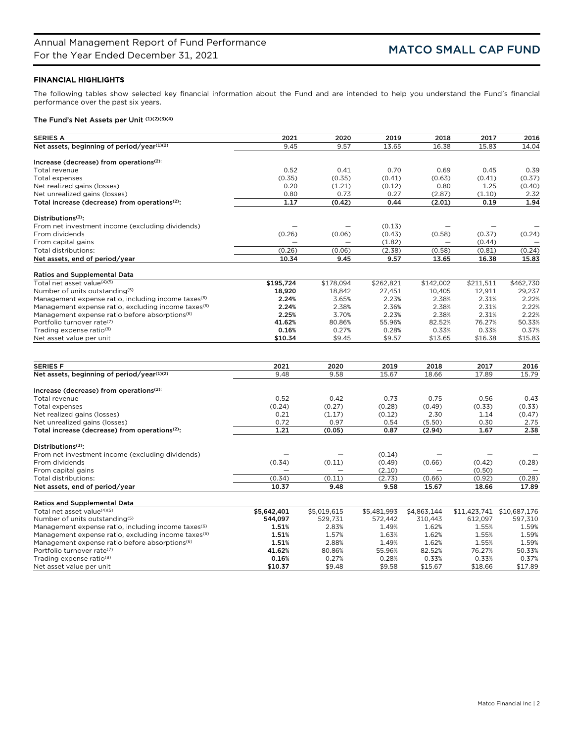## FINANCIAL HIGHLIGHTS

The following tables show selected key financial information about the Fund and are intended to help you understand the Fund's financial performance over the past six years.

### The Fund's Net Assets per Unit (1)(2)(3)(4)

| SERIES A | 2021 | 2020 | 2019 | 2018 | 2017 | 2016 |
|---|---|---|---|---|---|---|
| **Net assets, beginning of period/year(1)(2)** | 9.45 | 9.57 | 13.65 | 16.38 | 15.83 | 14.04 |
| **Increase (decrease) from operations(2):** | | | | | | |
| Total revenue | 0.52 | 0.41 | 0.70 | 0.69 | 0.45 | 0.39 |
| Total expenses | (0.35) | (0.35) | (0.41) | (0.63) | (0.41) | (0.37) |
| Net realized gains (losses) | 0.20 | (1.21) | (0.12) | 0.80 | 1.25 | (0.40) |
| Net unrealized gains (losses) | 0.80 | 0.73 | 0.27 | (2.87) | (1.10) | 2.32 |
| **Total increase (decrease) from operations(2):** | **1.17** | **(0.42)** | **0.44** | **(2.01)** | **0.19** | **1.94** |
| **Distributions(3):** | | | | | | |
| From net investment income (excluding dividends) | — | — | (0.13) | — | — | — |
| From dividends | (0.26) | (0.06) | (0.43) | (0.58) | (0.37) | (0.24) |
| From capital gains | — | — | (1.82) | — | (0.44) | — |
| Total distributions: | (0.26) | (0.06) | (2.38) | (0.58) | (0.81) | (0.24) |
| **Net assets, end of period/year** | **10.34** | **9.45** | **9.57** | **13.65** | **16.38** | **15.83** |
| **Ratios and Supplemental Data** | | | | | | |
| Total net asset value(4)(5) | **$195,724** | $178,094 | $262,821 | $142,002 | $211,511 | $462,730 |
| Number of units outstanding(5) | **18,920** | 18,842 | 27,451 | 10,405 | 12,911 | 29,237 |
| Management expense ratio, including income taxes(6) | **2.24%** | 3.65% | 2.23% | 2.38% | 2.31% | 2.22% |
| Management expense ratio, excluding income taxes(6) | **2.24%** | 2.38% | 2.36% | 2.38% | 2.31% | 2.22% |
| Management expense ratio before absorptions(6) | **2.25%** | 3.70% | 2.23% | 2.38% | 2.31% | 2.22% |
| Portfolio turnover rate(7) | **41.62%** | 80.86% | 55.96% | 82.52% | 76.27% | 50.33% |
| Trading expense ratio(8) | **0.16%** | 0.27% | 0.28% | 0.33% | 0.33% | 0.37% |
| Net asset value per unit | **$10.34** | $9.45 | $9.57 | $13.65 | $16.38 | $15.83 |

| SERIES F | 2021 | 2020 | 2019 | 2018 | 2017 | 2016 |
|---|---|---|---|---|---|---|
| **Net assets, beginning of period/year(1)(2)** | 9.48 | 9.58 | 15.67 | 18.66 | 17.89 | 15.79 |
| **Increase (decrease) from operations(2):** | | | | | | |
| Total revenue | 0.52 | 0.42 | 0.73 | 0.75 | 0.56 | 0.43 |
| Total expenses | (0.24) | (0.27) | (0.28) | (0.49) | (0.33) | (0.33) |
| Net realized gains (losses) | 0.21 | (1.17) | (0.12) | 2.30 | 1.14 | (0.47) |
| Net unrealized gains (losses) | 0.72 | 0.97 | 0.54 | (5.50) | 0.30 | 2.75 |
| **Total increase (decrease) from operations(2):** | **1.21** | **(0.05)** | **0.87** | **(2.94)** | **1.67** | **2.38** |
| **Distributions(3):** | | | | | | |
| From net investment income (excluding dividends) | — | — | (0.14) | — | — | — |
| From dividends | (0.34) | (0.11) | (0.49) | (0.66) | (0.42) | (0.28) |
| From capital gains | — | — | (2.10) | — | (0.50) | — |
| Total distributions: | (0.34) | (0.11) | (2.73) | (0.66) | (0.92) | (0.28) |
| **Net assets, end of period/year** | **10.37** | **9.48** | **9.58** | **15.67** | **18.66** | **17.89** |
| **Ratios and Supplemental Data** | | | | | | |
| Total net asset value(4)(5) | **$5,642,401** | $5,019,615 | $5,481,993 | $4,863,144 | $11,423,741 | $10,687,176 |
| Number of units outstanding(5) | **544,097** | 529,731 | 572,442 | 310,443 | 612,097 | 597,310 |
| Management expense ratio, including income taxes(6) | **1.51%** | 2.83% | 1.49% | 1.62% | 1.55% | 1.59% |
| Management expense ratio, excluding income taxes(6) | **1.51%** | 1.57% | 1.63% | 1.62% | 1.55% | 1.59% |
| Management expense ratio before absorptions(6) | **1.51%** | 2.88% | 1.49% | 1.62% | 1.55% | 1.59% |
| Portfolio turnover rate(7) | **41.62%** | 80.86% | 55.96% | 82.52% | 76.27% | 50.33% |
| Trading expense ratio(8) | **0.16%** | 0.27% | 0.28% | 0.33% | 0.33% | 0.37% |
| Net asset value per unit | **$10.37** | $9.48 | $9.58 | $15.67 | $18.66 | $17.89 |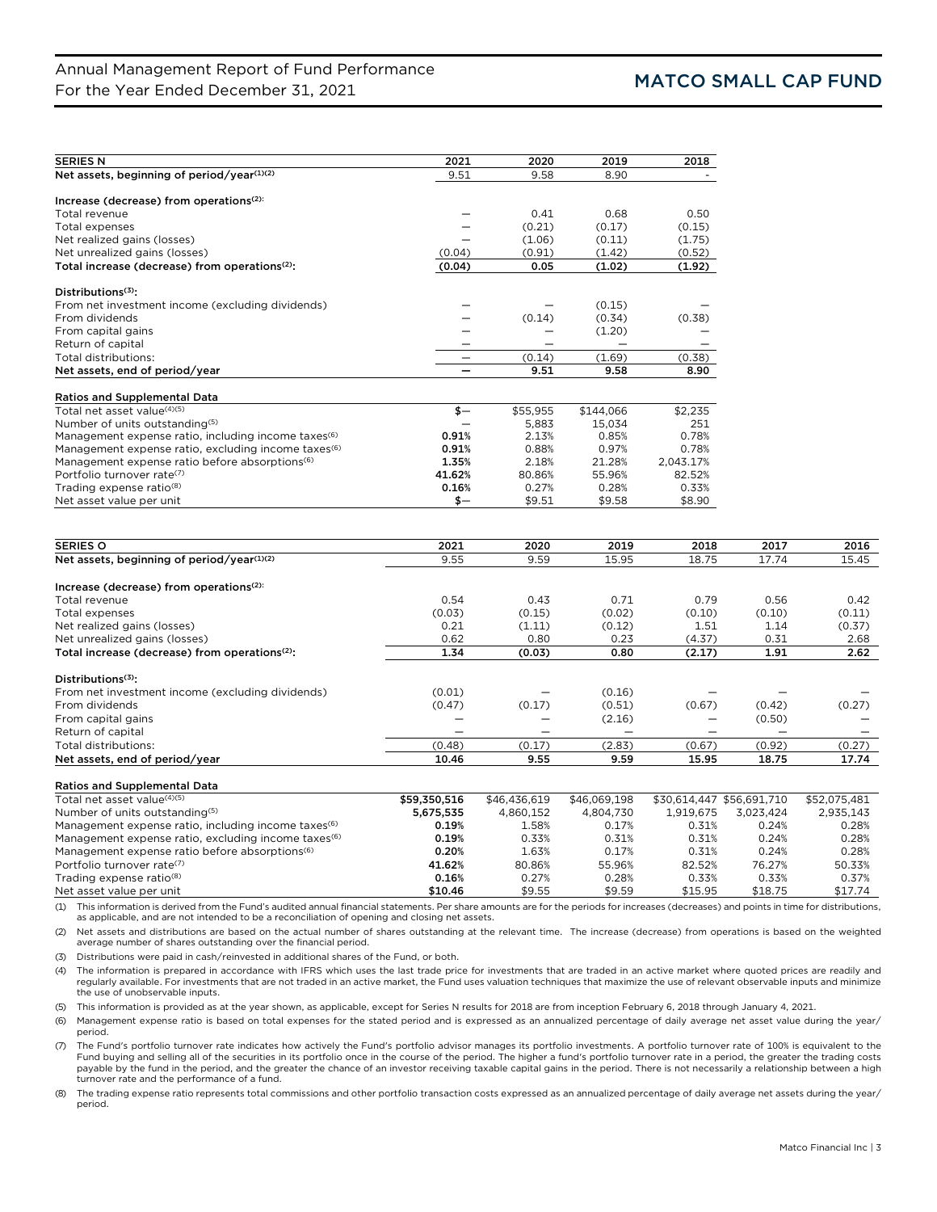| SERIES N | 2021 | 2020 | 2019 | 2018 |
|---|---|---|---|---|
| Net assets, beginning of period/year[(1)(2)] | 9.51 | 9.58 | 8.90 | - |
| **Increase (decrease) from operations[(2)]:** | | | | |
| Total revenue | — | 0.41 | 0.68 | 0.50 |
| Total expenses | — | (0.21) | (0.17) | (0.15) |
| Net realized gains (losses) | — | (1.06) | (0.11) | (1.75) |
| Net unrealized gains (losses) | (0.04) | (0.91) | (1.42) | (0.52) |
| **Total increase (decrease) from operations[(2)]:** | **(0.04)** | **0.05** | **(1.02)** | **(1.92)** |
| **Distributions[(3)]:** | | | | |
| From net investment income (excluding dividends) | — | — | (0.15) | — |
| From dividends | — | (0.14) | (0.34) | (0.38) |
| From capital gains | — | — | (1.20) | — |
| Return of capital | — | — | — | — |
| Total distributions: | — | (0.14) | (1.69) | (0.38) |
| **Net assets, end of period/year** | **—** | **9.51** | **9.58** | **8.90** |
| **Ratios and Supplemental Data** | | | | |
| Total net asset value[(4)(5)] | **$—** | $55,955 | $144,066 | $2,235 |
| Number of units outstanding[(5)] | — | 5,883 | 15,034 | 251 |
| Management expense ratio, including income taxes[(6)] | **0.91%** | 2.13% | 0.85% | 0.78% |
| Management expense ratio, excluding income taxes[(6)] | **0.91%** | 0.88% | 0.97% | 0.78% |
| Management expense ratio before absorptions[(6)] | **1.35%** | 2.18% | 21.28% | 2,043.17% |
| Portfolio turnover rate[(7)] | **41.62%** | 80.86% | 55.96% | 82.52% |
| Trading expense ratio[(8)] | **0.16%** | 0.27% | 0.28% | 0.33% |
| Net asset value per unit | **$—** | $9.51 | $9.58 | $8.90 |

| SERIES O | 2021 | 2020 | 2019 | 2018 | 2017 | 2016 |
|---|---|---|---|---|---|---|
| Net assets, beginning of period/year[(1)(2)] | 9.55 | 9.59 | 15.95 | 18.75 | 17.74 | 15.45 |
| **Increase (decrease) from operations[(2)]:** | | | | | | |
| Total revenue | 0.54 | 0.43 | 0.71 | 0.79 | 0.56 | 0.42 |
| Total expenses | (0.03) | (0.15) | (0.02) | (0.10) | (0.10) | (0.11) |
| Net realized gains (losses) | 0.21 | (1.11) | (0.12) | 1.51 | 1.14 | (0.37) |
| Net unrealized gains (losses) | 0.62 | 0.80 | 0.23 | (4.37) | 0.31 | 2.68 |
| **Total increase (decrease) from operations[(2)]:** | **1.34** | **(0.03)** | **0.80** | **(2.17)** | **1.91** | **2.62** |
| **Distributions[(3)]:** | | | | | | |
| From net investment income (excluding dividends) | (0.01) | — | (0.16) | — | — | — |
| From dividends | (0.47) | (0.17) | (0.51) | (0.67) | (0.42) | (0.27) |
| From capital gains | — | — | (2.16) | — | (0.50) | — |
| Return of capital | — | — | — | — | — | — |
| Total distributions: | (0.48) | (0.17) | (2.83) | (0.67) | (0.92) | (0.27) |
| **Net assets, end of period/year** | **10.46** | **9.55** | **9.59** | **15.95** | **18.75** | **17.74** |
| **Ratios and Supplemental Data** | | | | | | |
| Total net asset value[(4)(5)] | **$59,350,516** | $46,436,619 | $46,069,198 | $30,614,447 | $56,691,710 | $52,075,481 |
| Number of units outstanding[(5)] | **5,675,535** | 4,860,152 | 4,804,730 | 1,919,675 | 3,023,424 | 2,935,143 |
| Management expense ratio, including income taxes[(6)] | **0.19%** | 1.58% | 0.17% | 0.31% | 0.24% | 0.28% |
| Management expense ratio, excluding income taxes[(6)] | **0.19%** | 0.33% | 0.31% | 0.31% | 0.24% | 0.28% |
| Management expense ratio before absorptions[(6)] | **0.20%** | 1.63% | 0.17% | 0.31% | 0.24% | 0.28% |
| Portfolio turnover rate[(7)] | **41.62%** | 80.86% | 55.96% | 82.52% | 76.27% | 50.33% |
| Trading expense ratio[(8)] | **0.16%** | 0.27% | 0.28% | 0.33% | 0.33% | 0.37% |
| Net asset value per unit | **$10.46** | $9.55 | $9.59 | $15.95 | $18.75 | $17.74 |

(1) This information is derived from the Fund's audited annual financial statements. Per share amounts are for the periods for increases (decreases) and points in time for distributions, as applicable, and are not intended to be a reconciliation of opening and closing net assets.

(2) Net assets and distributions are based on the actual number of shares outstanding at the relevant time. The increase (decrease) from operations is based on the weighted average number of shares outstanding over the financial period.

(3) Distributions were paid in cash/reinvested in additional shares of the Fund, or both.

(4) The information is prepared in accordance with IFRS which uses the last trade price for investments that are traded in an active market where quoted prices are readily and regularly available. For investments that are not traded in an active market, the Fund uses valuation techniques that maximize the use of relevant observable inputs and minimize the use of unobservable inputs.

(5) This information is provided as at the year shown, as applicable, except for Series N results for 2018 are from inception February 6, 2018 through January 4, 2021.

(6) Management expense ratio is based on total expenses for the stated period and is expressed as an annualized percentage of daily average net asset value during the year/period.

(7) The Fund's portfolio turnover rate indicates how actively the Fund's portfolio advisor manages its portfolio investments. A portfolio turnover rate of 100% is equivalent to the Fund buying and selling all of the securities in its portfolio once in the course of the period. The higher a fund's portfolio turnover rate in a period, the greater the trading costs payable by the fund in the period, and the greater the chance of an investor receiving taxable capital gains in the period. There is not necessarily a relationship between a high turnover rate and the performance of a fund.

(8) The trading expense ratio represents total commissions and other portfolio transaction costs expressed as an annualized percentage of daily average net assets during the year/period.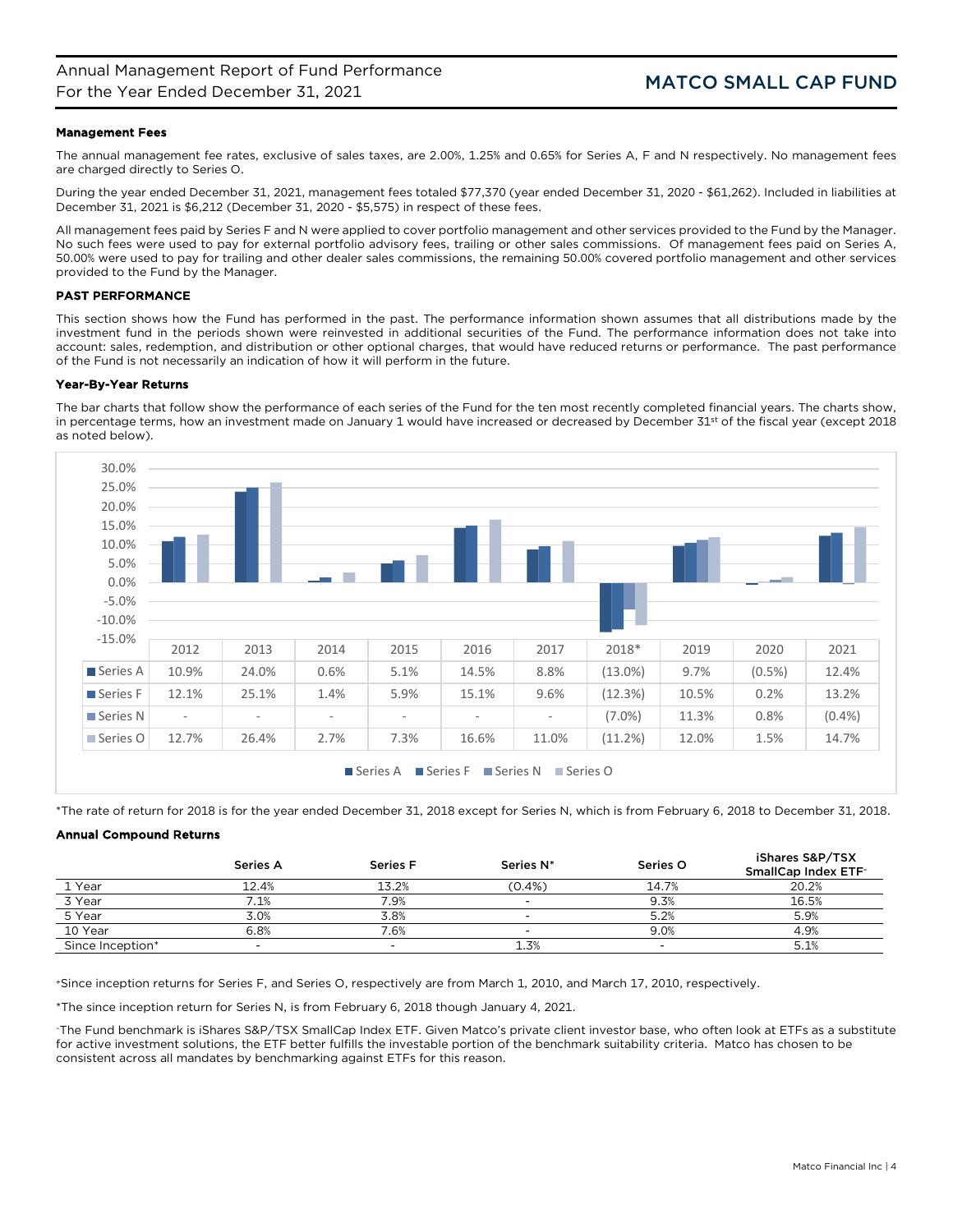### Management Fees

The annual management fee rates, exclusive of sales taxes, are 2.00%, 1.25% and 0.65% for Series A, F and N respectively. No management fees are charged directly to Series O.

During the year ended December 31, 2021, management fees totaled $77,370 (year ended December 31, 2020 - $61,262). Included in liabilities at December 31, 2021 is $6,212 (December 31, 2020 - $5,575) in respect of these fees.

All management fees paid by Series F and N were applied to cover portfolio management and other services provided to the Fund by the Manager. No such fees were used to pay for external portfolio advisory fees, trailing or other sales commissions. Of management fees paid on Series A, 50.00% were used to pay for trailing and other dealer sales commissions, the remaining 50.00% covered portfolio management and other services provided to the Fund by the Manager.

## PAST PERFORMANCE

This section shows how the Fund has performed in the past. The performance information shown assumes that all distributions made by the investment fund in the periods shown were reinvested in additional securities of the Fund. The performance information does not take into account: sales, redemption, and distribution or other optional charges, that would have reduced returns or performance. The past performance of the Fund is not necessarily an indication of how it will perform in the future.

### Year-By-Year Returns

The bar charts that follow show the performance of each series of the Fund for the ten most recently completed financial years. The charts show, in percentage terms, how an investment made on January 1 would have increased or decreased by December 31st of the fiscal year (except 2018 as noted below).

| | 2012 | 2013 | 2014 | 2015 | 2016 | 2017 | 2018* | 2019 | 2020 | 2021 |
|---|---|---|---|---|---|---|---|---|---|---|
| Series A | 10.9% | 24.0% | 0.6% | 5.1% | 14.5% | 8.8% | (13.0%) | 9.7% | (0.5%) | 12.4% |
| Series F | 12.1% | 25.1% | 1.4% | 5.9% | 15.1% | 9.6% | (12.3%) | 10.5% | 0.2% | 13.2% |
| Series N | - | - | - | - | - | - | (7.0%) | 11.3% | 0.8% | (0.4%) |
| Series O | 12.7% | 26.4% | 2.7% | 7.3% | 16.6% | 11.0% | (11.2%) | 12.0% | 1.5% | 14.7% |

*The rate of return for 2018 is for the year ended December 31, 2018 except for Series N, which is from February 6, 2018 to December 31, 2018.

### Annual Compound Returns

| | Series A | Series F | Series N* | Series O | iShares S&P/TSX SmallCap Index ETF~ |
|---|---|---|---|---|---|
| 1 Year | 12.4% | 13.2% | (0.4%) | 14.7% | 20.2% |
| 3 Year | 7.1% | 7.9% | - | 9.3% | 16.5% |
| 5 Year | 3.0% | 3.8% | - | 5.2% | 5.9% |
| 10 Year | 6.8% | 7.6% | - | 9.0% | 4.9% |
| Since Inception* | - | - | 1.3% | - | 5.1% |

+Since inception returns for Series F, and Series O, respectively are from March 1, 2010, and March 17, 2010, respectively.

*The since inception return for Series N, is from February 6, 2018 though January 4, 2021.

~The Fund benchmark is iShares S&P/TSX SmallCap Index ETF. Given Matco's private client investor base, who often look at ETFs as a substitute for active investment solutions, the ETF better fulfills the investable portion of the benchmark suitability criteria. Matco has chosen to be consistent across all mandates by benchmarking against ETFs for this reason.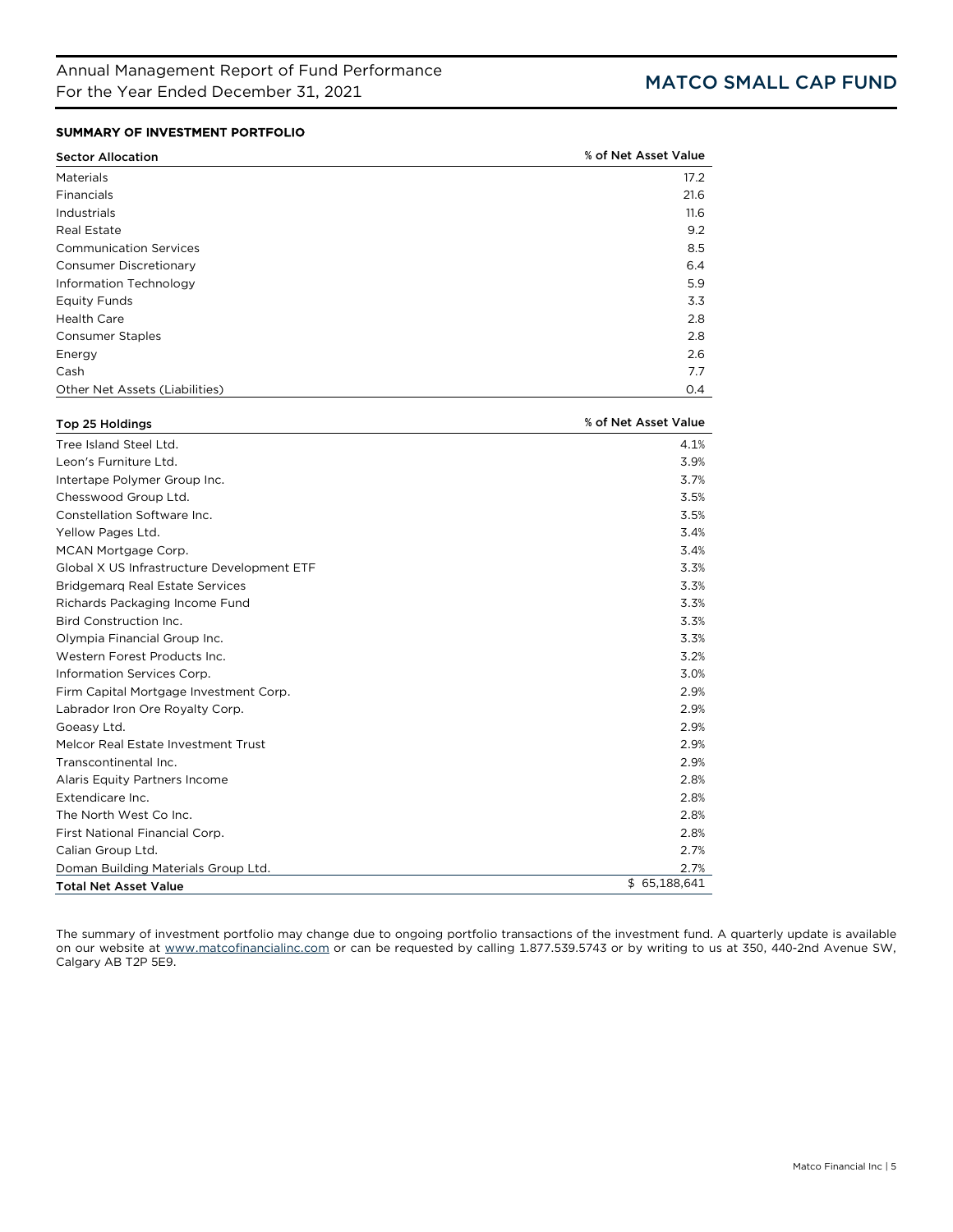## SUMMARY OF INVESTMENT PORTFOLIO

| Sector Allocation | % of Net Asset Value |
|---|---|
| Materials | 17.2 |
| Financials | 21.6 |
| Industrials | 11.6 |
| Real Estate | 9.2 |
| Communication Services | 8.5 |
| Consumer Discretionary | 6.4 |
| Information Technology | 5.9 |
| Equity Funds | 3.3 |
| Health Care | 2.8 |
| Consumer Staples | 2.8 |
| Energy | 2.6 |
| Cash | 7.7 |
| Other Net Assets (Liabilities) | 0.4 |

| Top 25 Holdings | % of Net Asset Value |
|---|---|
| Tree Island Steel Ltd. | 4.1% |
| Leon's Furniture Ltd. | 3.9% |
| Intertape Polymer Group Inc. | 3.7% |
| Chesswood Group Ltd. | 3.5% |
| Constellation Software Inc. | 3.5% |
| Yellow Pages Ltd. | 3.4% |
| MCAN Mortgage Corp. | 3.4% |
| Global X US Infrastructure Development ETF | 3.3% |
| Bridgemarq Real Estate Services | 3.3% |
| Richards Packaging Income Fund | 3.3% |
| Bird Construction Inc. | 3.3% |
| Olympia Financial Group Inc. | 3.3% |
| Western Forest Products Inc. | 3.2% |
| Information Services Corp. | 3.0% |
| Firm Capital Mortgage Investment Corp. | 2.9% |
| Labrador Iron Ore Royalty Corp. | 2.9% |
| Goeasy Ltd. | 2.9% |
| Melcor Real Estate Investment Trust | 2.9% |
| Transcontinental Inc. | 2.9% |
| Alaris Equity Partners Income | 2.8% |
| Extendicare Inc. | 2.8% |
| The North West Co Inc. | 2.8% |
| First National Financial Corp. | 2.8% |
| Calian Group Ltd. | 2.7% |
| Doman Building Materials Group Ltd. | 2.7% |
| **Total Net Asset Value** | $ 65,188,641 |

The summary of investment portfolio may change due to ongoing portfolio transactions of the investment fund. A quarterly update is available on our website at www.matcofinancialinc.com or can be requested by calling 1.877.539.5743 or by writing to us at 350, 440-2nd Avenue SW, Calgary AB T2P 5E9.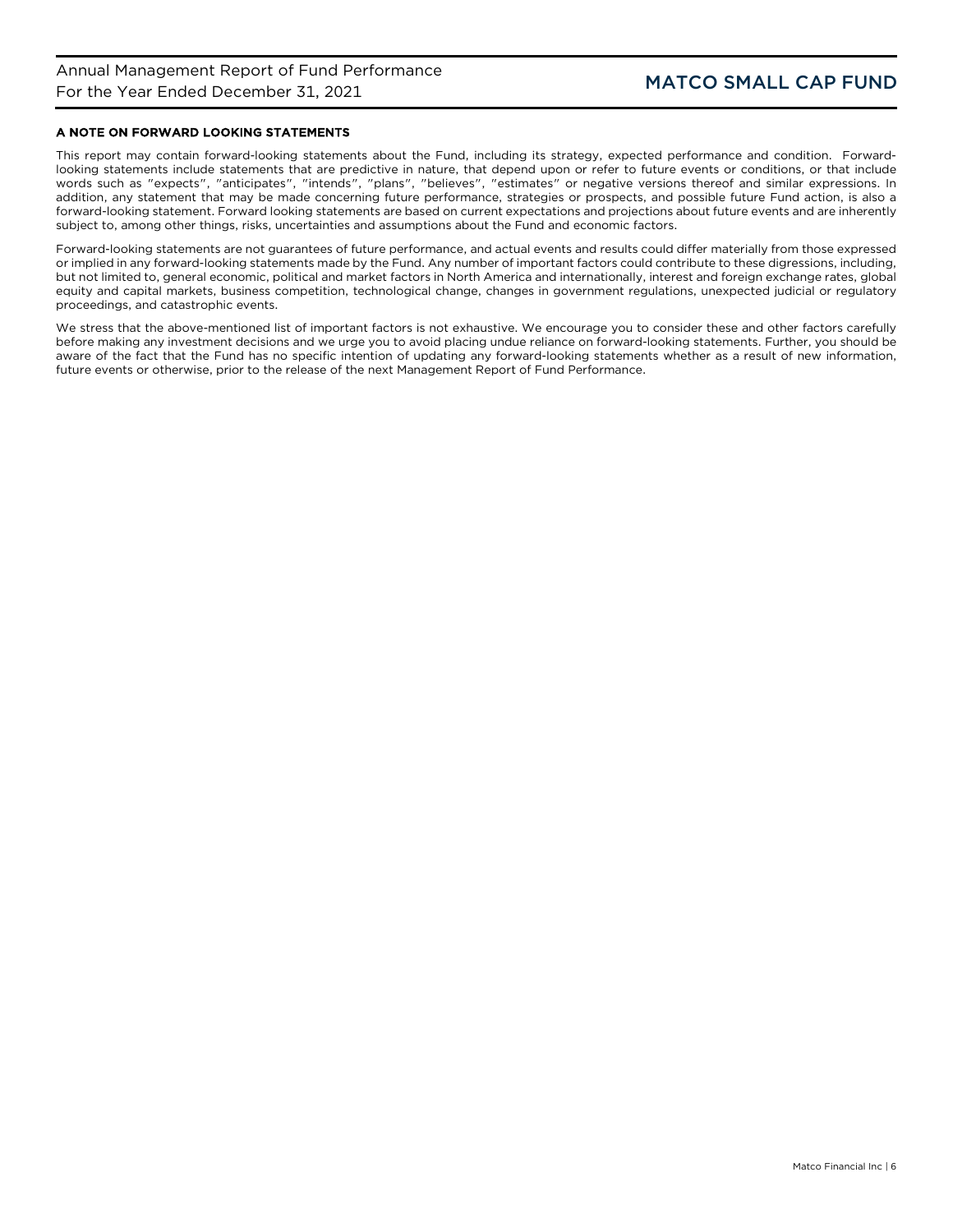### A NOTE ON FORWARD LOOKING STATEMENTS

This report may contain forward-looking statements about the Fund, including its strategy, expected performance and condition. Forward-looking statements include statements that are predictive in nature, that depend upon or refer to future events or conditions, or that include words such as "expects", "anticipates", "intends", "plans", "believes", "estimates" or negative versions thereof and similar expressions. In addition, any statement that may be made concerning future performance, strategies or prospects, and possible future Fund action, is also a forward-looking statement. Forward looking statements are based on current expectations and projections about future events and are inherently subject to, among other things, risks, uncertainties and assumptions about the Fund and economic factors.

Forward-looking statements are not guarantees of future performance, and actual events and results could differ materially from those expressed or implied in any forward-looking statements made by the Fund. Any number of important factors could contribute to these digressions, including, but not limited to, general economic, political and market factors in North America and internationally, interest and foreign exchange rates, global equity and capital markets, business competition, technological change, changes in government regulations, unexpected judicial or regulatory proceedings, and catastrophic events.

We stress that the above-mentioned list of important factors is not exhaustive. We encourage you to consider these and other factors carefully before making any investment decisions and we urge you to avoid placing undue reliance on forward-looking statements. Further, you should be aware of the fact that the Fund has no specific intention of updating any forward-looking statements whether as a result of new information, future events or otherwise, prior to the release of the next Management Report of Fund Performance.